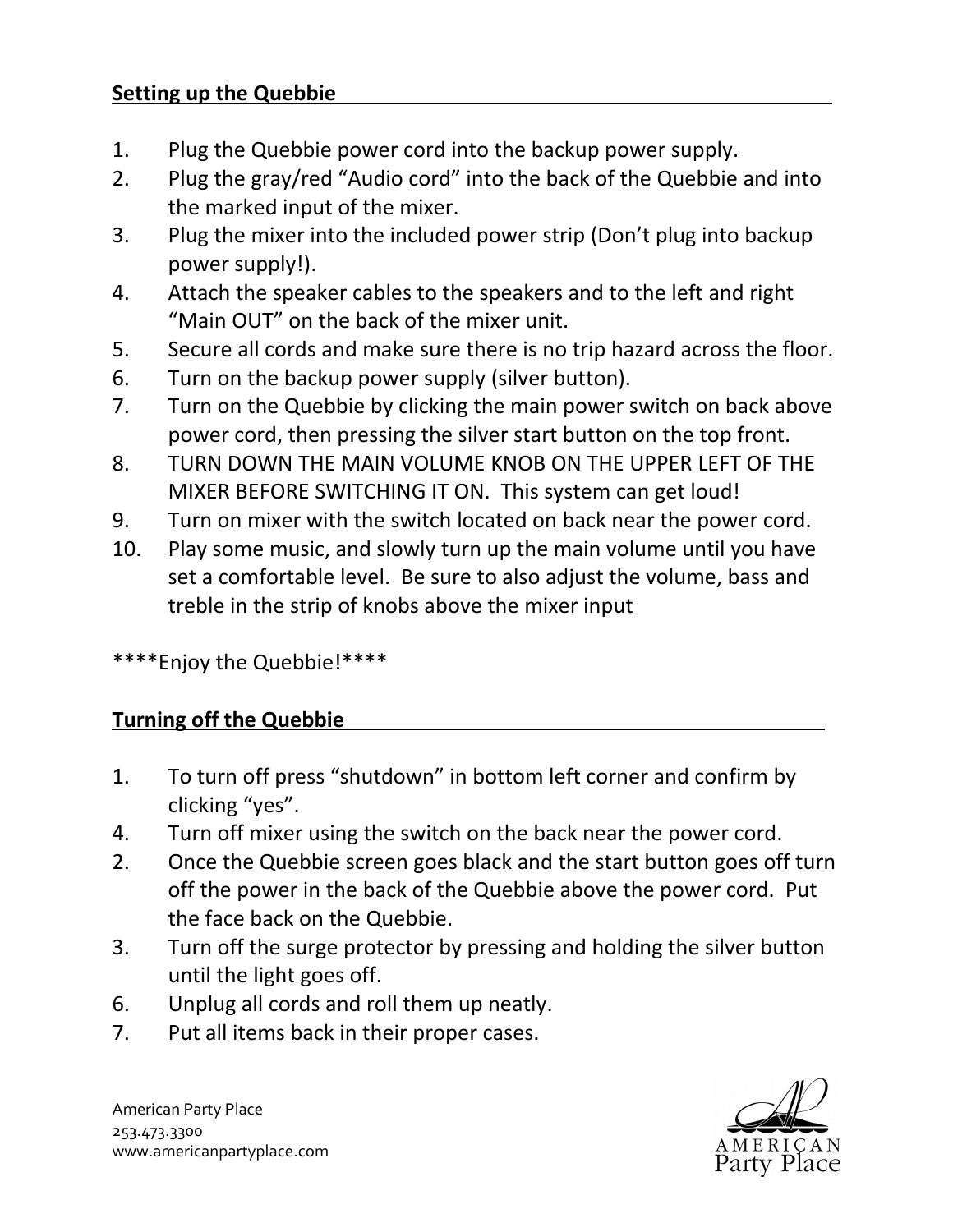## Setting up the Quebbie

1. Plug the Quebbie power cord into the backup power supply.
2. Plug the gray/red "Audio cord" into the back of the Quebbie and into the marked input of the mixer.
3. Plug the mixer into the included power strip (Don't plug into backup power supply!).
4. Attach the speaker cables to the speakers and to the left and right "Main OUT" on the back of the mixer unit.
5. Secure all cords and make sure there is no trip hazard across the floor.
6. Turn on the backup power supply (silver button).
7. Turn on the Quebbie by clicking the main power switch on back above power cord, then pressing the silver start button on the top front.
8. TURN DOWN THE MAIN VOLUME KNOB ON THE UPPER LEFT OF THE MIXER BEFORE SWITCHING IT ON. This system can get loud!
9. Turn on mixer with the switch located on back near the power cord.
10. Play some music, and slowly turn up the main volume until you have set a comfortable level. Be sure to also adjust the volume, bass and treble in the strip of knobs above the mixer input

****Enjoy the Quebbie!****

## Turning off the Quebbie

1. To turn off press "shutdown" in bottom left corner and confirm by clicking "yes".
4. Turn off mixer using the switch on the back near the power cord.
2. Once the Quebbie screen goes black and the start button goes off turn off the power in the back of the Quebbie above the power cord. Put the face back on the Quebbie.
3. Turn off the surge protector by pressing and holding the silver button until the light goes off.
6. Unplug all cords and roll them up neatly.
7. Put all items back in their proper cases.

American Party Place
253.473.3300
www.americanpartyplace.com

AMERICAN Party Place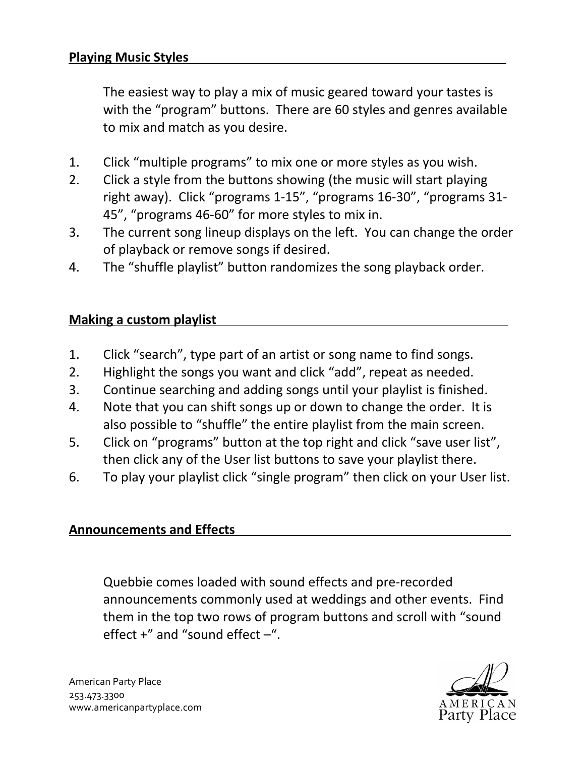## Playing Music Styles

The easiest way to play a mix of music geared toward your tastes is with the "program" buttons. There are 60 styles and genres available to mix and match as you desire.

1. Click "multiple programs" to mix one or more styles as you wish.
2. Click a style from the buttons showing (the music will start playing right away). Click "programs 1-15", "programs 16-30", "programs 31-45", "programs 46-60" for more styles to mix in.
3. The current song lineup displays on the left. You can change the order of playback or remove songs if desired.
4. The "shuffle playlist" button randomizes the song playback order.

## Making a custom playlist

1. Click "search", type part of an artist or song name to find songs.
2. Highlight the songs you want and click "add", repeat as needed.
3. Continue searching and adding songs until your playlist is finished.
4. Note that you can shift songs up or down to change the order. It is also possible to "shuffle" the entire playlist from the main screen.
5. Click on "programs" button at the top right and click "save user list", then click any of the User list buttons to save your playlist there.
6. To play your playlist click "single program" then click on your User list.

## Announcements and Effects

Quebbie comes loaded with sound effects and pre-recorded announcements commonly used at weddings and other events. Find them in the top two rows of program buttons and scroll with "sound effect +" and "sound effect –".

American Party Place
253.473.3300
www.americanpartyplace.com

AMERICAN Party Place